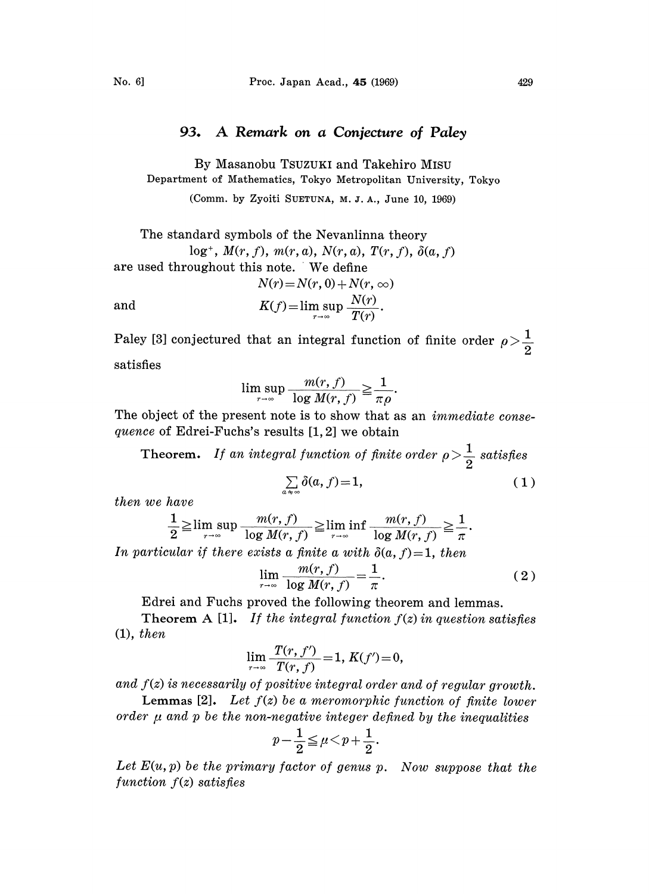# 93. A Remark on a Conjecture of Paley

By Masanobu TSUZUKI and Takehiro MISU

Department of Mathematics, Tokyo Metropolitan University, Tokyo

(Comm. by Zyoiti SUETUNA, M. J. A., June 10, 1969)

The standard symbols of the Nevanlinna theory

$$\log^+,\ M(r,f),\ m(r,a),\ N(r,a),\ T(r,f),\ \delta(a,f)$$

are used throughout this note. We define

$$N(r)=N(r,0)+N(r,\infty)$$

and

$$K(f)=\limsup_{r\to\infty}\frac{N(r)}{T(r)}.$$

Paley [3] conjectured that an integral function of finite order $\rho>\frac{1}{2}$ satisfies

$$\limsup_{r\to\infty}\frac{m(r,f)}{\log M(r,f)}\geqq\frac{1}{\pi\rho}.$$

The object of the present note is to show that as an *immediate consequence* of Edrei-Fuchs's results [1, 2] we obtain

**Theorem.** *If an integral function of finite order $\rho>\frac{1}{2}$ satisfies*

$$\sum_{a\neq\infty}\delta(a,f)=1, \tag{1}$$

*then we have*

$$\frac{1}{2}\geqq\limsup_{r\to\infty}\frac{m(r,f)}{\log M(r,f)}\geqq\liminf_{r\to\infty}\frac{m(r,f)}{\log M(r,f)}\geqq\frac{1}{\pi}.$$

*In particular if there exists a finite $a$ with $\delta(a,f)=1$, then*

$$\lim_{r\to\infty}\frac{m(r,f)}{\log M(r,f)}=\frac{1}{\pi}. \tag{2}$$

Edrei and Fuchs proved the following theorem and lemmas.

**Theorem A [1].** *If the integral function $f(z)$ in question satisfies (1), then*

$$\lim_{r\to\infty}\frac{T(r,f')}{T(r,f)}=1,\ K(f')=0,$$

*and $f(z)$ is necessarily of positive integral order and of regular growth.*

**Lemmas [2].** *Let $f(z)$ be a meromorphic function of finite lower order $\mu$ and $p$ be the non-negative integer defined by the inequalities*

$$p-\frac{1}{2}\leqq\mu<p+\frac{1}{2}.$$

*Let $E(u,p)$ be the primary factor of genus $p$. Now suppose that the function $f(z)$ satisfies*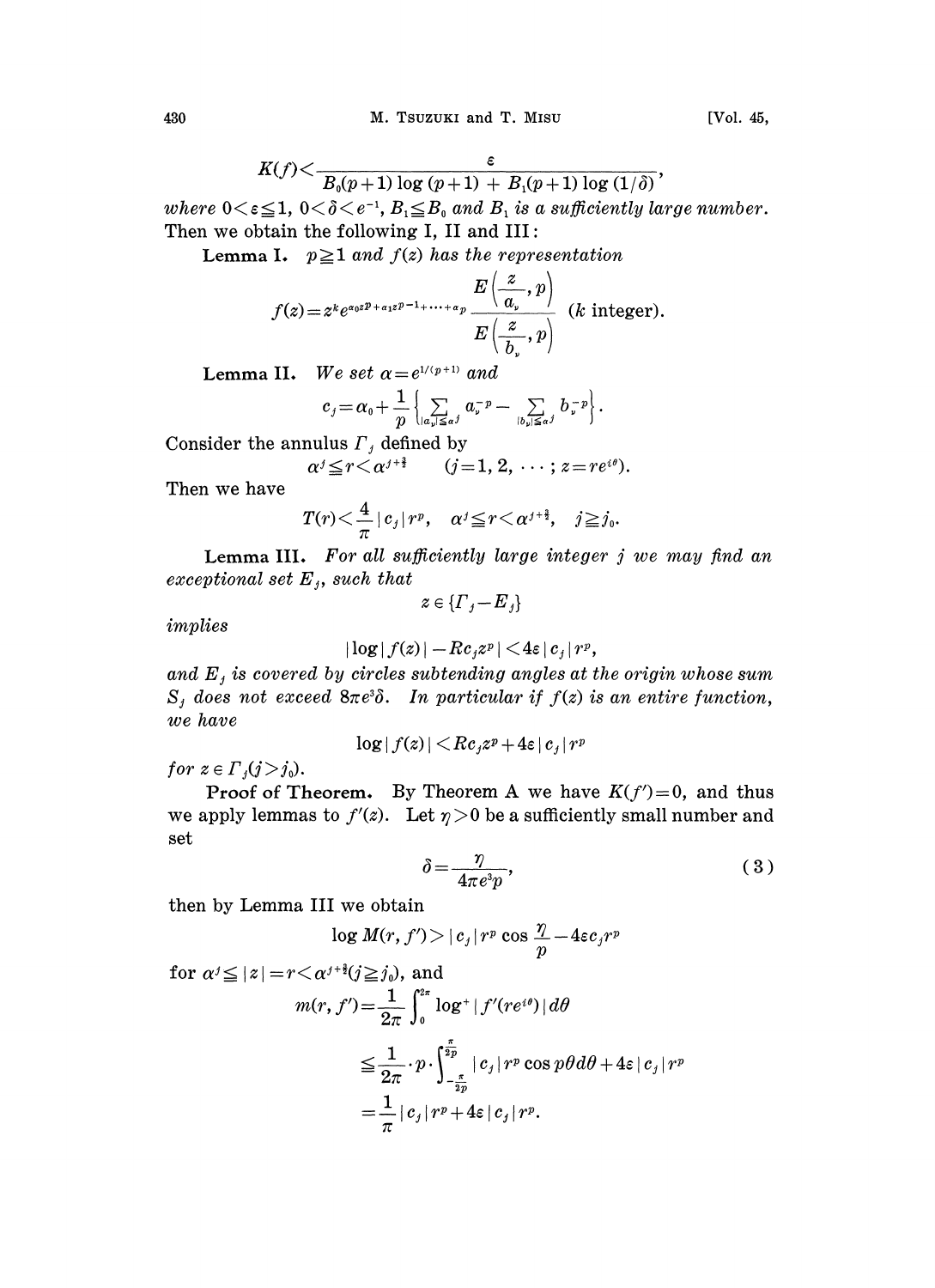$$K(f) < \frac{\varepsilon}{B_0(p+1)\log(p+1) + B_1(p+1)\log(1/\delta)},$$

*where* $0 < \varepsilon \leqq 1$, $0 < \delta < e^{-1}$, $B_1 \leqq B_0$ *and* $B_1$ *is a sufficiently large number.* Then we obtain the following I, II and III:

**Lemma I.** $p \geqq 1$ *and* $f(z)$ *has the representation*

$$f(z) = z^k e^{\alpha_0 z^p + \alpha_1 z^{p-1} + \cdots + \alpha_p} \frac{E\left(\frac{z}{a_\nu}, p\right)}{E\left(\frac{z}{b_\nu}, p\right)} \quad (k \text{ integer}).$$

**Lemma II.** *We set* $\alpha = e^{1/(p+1)}$ *and*

$$c_j = \alpha_0 + \frac{1}{p}\left\{\sum_{|a_\nu| \leqq \alpha^j} a_\nu^{-p} - \sum_{|b_\nu| \leqq \alpha^j} b_\nu^{-p}\right\}.$$

Consider the annulus $\Gamma_j$ defined by

$$\alpha^j \leqq r < \alpha^{j+\frac{3}{4}} \qquad (j = 1, 2, \cdots; z = re^{i\theta}).$$

Then we have

$$T(r) < \frac{4}{\pi}|c_j| r^p, \quad \alpha^j \leqq r < \alpha^{j+\frac{3}{4}}, \quad j \geqq j_0.$$

**Lemma III.** *For all sufficiently large integer* $j$ *we may find an exceptional set* $E_j$*, such that*

$$z \in \{\Gamma_j - E_j\}$$

*implies*

$$|\log|f(z)| - Rc_j z^p| < 4\varepsilon |c_j| r^p,$$

*and* $E_j$ *is covered by circles subtending angles at the origin whose sum* $S_j$ *does not exceed* $8\pi e^3 \delta$*. In particular if* $f(z)$ *is an entire function, we have*

$$\log|f(z)| < Rc_j z^p + 4\varepsilon |c_j| r^p$$

*for* $z \in \Gamma_j (j > j_0)$.

**Proof of Theorem.** By Theorem A we have $K(f') = 0$, and thus we apply lemmas to $f'(z)$. Let $\eta > 0$ be a sufficiently small number and set

$$\delta = \frac{\eta}{4\pi e^3 p}, \tag{3}$$

then by Lemma III we obtain

$$\log M(r, f') > |c_j| r^p \cos\frac{\eta}{p} - 4\varepsilon c_j r^p$$

for $\alpha^j \leqq |z| = r < \alpha^{j+\frac{3}{4}} (j \geqq j_0)$, and

$$\begin{aligned}
m(r, f') &= \frac{1}{2\pi}\int_0^{2\pi} \log^+|f'(re^{i\theta})| d\theta \\
&\leqq \frac{1}{2\pi} \cdot p \cdot \int_{-\frac{\pi}{2p}}^{\frac{\pi}{2p}} |c_j| r^p \cos p\theta d\theta + 4\varepsilon |c_j| r^p \\
&= \frac{1}{\pi}|c_j| r^p + 4\varepsilon |c_j| r^p.
\end{aligned}$$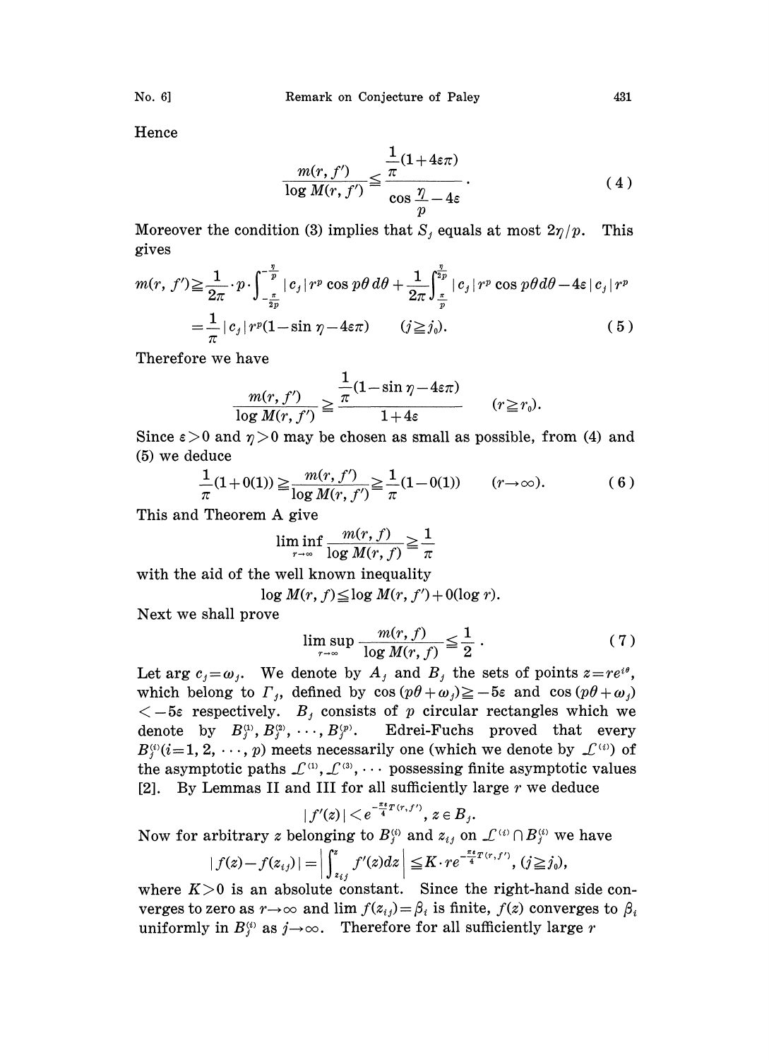Hence

$$\frac{m(r, f')}{\log M(r, f')} \leqq \frac{\frac{1}{\pi}(1+4\varepsilon\pi)}{\cos\frac{\eta}{p} - 4\varepsilon}. \tag{4}$$

Moreover the condition (3) implies that $S_j$ equals at most $2\eta/p$. This gives

$$\begin{aligned} m(r, f') &\geqq \frac{1}{2\pi}\cdot p\cdot\int_{-\frac{\pi}{2p}}^{-\frac{\eta}{p}} |c_j| r^p \cos p\theta \, d\theta + \frac{1}{2\pi}\int_{\frac{\eta}{p}}^{\frac{\pi}{2p}} |c_j| r^p \cos p\theta d\theta - 4\varepsilon |c_j| r^p \\ &= \frac{1}{\pi}|c_j| r^p (1 - \sin\eta - 4\varepsilon\pi) \qquad (j \geqq j_0). \end{aligned} \tag{5}$$

Therefore we have

$$\frac{m(r, f')}{\log M(r, f')} \geqq \frac{\frac{1}{\pi}(1-\sin\eta - 4\varepsilon\pi)}{1+4\varepsilon} \qquad (r \geqq r_0).$$

Since $\varepsilon > 0$ and $\eta > 0$ may be chosen as small as possible, from (4) and (5) we deduce

$$\frac{1}{\pi}(1+0(1)) \geqq \frac{m(r, f')}{\log M(r, f')} \geqq \frac{1}{\pi}(1-0(1)) \qquad (r \to \infty). \tag{6}$$

This and Theorem A give

$$\liminf_{r\to\infty} \frac{m(r, f)}{\log M(r, f)} \geqq \frac{1}{\pi}$$

with the aid of the well known inequality

$$\log M(r, f) \leqq \log M(r, f') + 0(\log r).$$

Next we shall prove

$$\limsup_{r\to\infty} \frac{m(r, f)}{\log M(r, f)} \leqq \frac{1}{2}. \tag{7}$$

Let $\arg c_j = \omega_j$. We denote by $A_j$ and $B_j$ the sets of points $z = re^{i\theta}$, which belong to $\Gamma_j$, defined by $\cos(p\theta + \omega_j) \geqq -5\varepsilon$ and $\cos(p\theta + \omega_j) < -5\varepsilon$ respectively. $B_j$ consists of $p$ circular rectangles which we denote by $B_j^{(1)}, B_j^{(2)}, \cdots, B_j^{(p)}$. Edrei-Fuchs proved that every $B_j^{(i)} (i=1, 2, \cdots, p)$ meets necessarily one (which we denote by $\mathcal{L}^{(i)}$) of the asymptotic paths $\mathcal{L}^{(1)}, \mathcal{L}^{(2)}, \cdots$ possessing finite asymptotic values [2]. By Lemmas II and III for all sufficiently large $r$ we deduce

$$|f'(z)| < e^{-\frac{\pi\varepsilon}{4}T(r, f')}, \, z \in B_j.$$

Now for arbitrary $z$ belonging to $B_j^{(i)}$ and $z_{ij}$ on $\mathcal{L}^{(i)} \cap B_j^{(i)}$ we have

$$|f(z) - f(z_{ij})| = \left| \int_{z_{ij}}^{z} f'(z) dz \right| \leqq K \cdot r e^{-\frac{\pi\varepsilon}{4}T(r, f')}, \, (j \geqq j_0),$$

where $K > 0$ is an absolute constant. Since the right-hand side converges to zero as $r \to \infty$ and $\lim f(z_{ij}) = \beta_i$ is finite, $f(z)$ converges to $\beta_i$ uniformly in $B_j^{(i)}$ as $j \to \infty$. Therefore for all sufficiently large $r$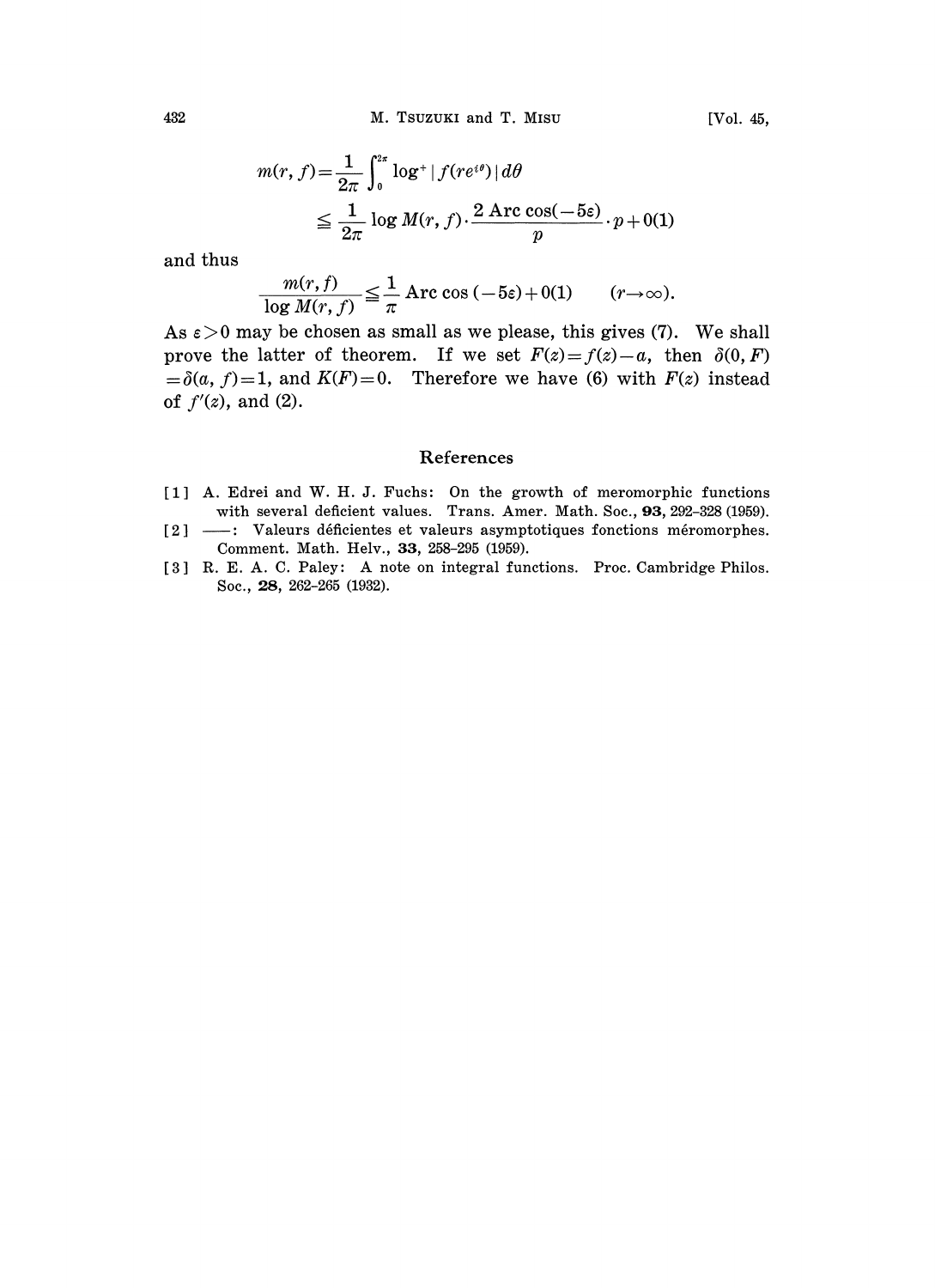$$
\begin{aligned}
m(r, f) &= \frac{1}{2\pi} \int_0^{2\pi} \log^+ |f(re^{i\theta})| \, d\theta \\
&\leqq \frac{1}{2\pi} \log M(r, f) \cdot \frac{2 \operatorname{Arc} \cos(-5\varepsilon)}{p} \cdot p + 0(1)
\end{aligned}
$$

and thus

$$
\frac{m(r, f)}{\log M(r, f)} \leqq \frac{1}{\pi} \operatorname{Arc} \cos(-5\varepsilon) + 0(1) \qquad (r \to \infty).
$$

As $\varepsilon > 0$ may be chosen as small as we please, this gives (7). We shall prove the latter of theorem. If we set $F(z) = f(z) - a$, then $\delta(0, F) = \delta(a, f) = 1$, and $K(F) = 0$. Therefore we have (6) with $F(z)$ instead of $f'(z)$, and (2).

## References

[1] A. Edrei and W. H. J. Fuchs: On the growth of meromorphic functions with several deficient values. Trans. Amer. Math. Soc., **93**, 292–328 (1959).

[2] ——: Valeurs déficientes et valeurs asymptotiques fonctions méromorphes. Comment. Math. Helv., **33**, 258–295 (1959).

[3] R. E. A. C. Paley: A note on integral functions. Proc. Cambridge Philos. Soc., **28**, 262–265 (1932).